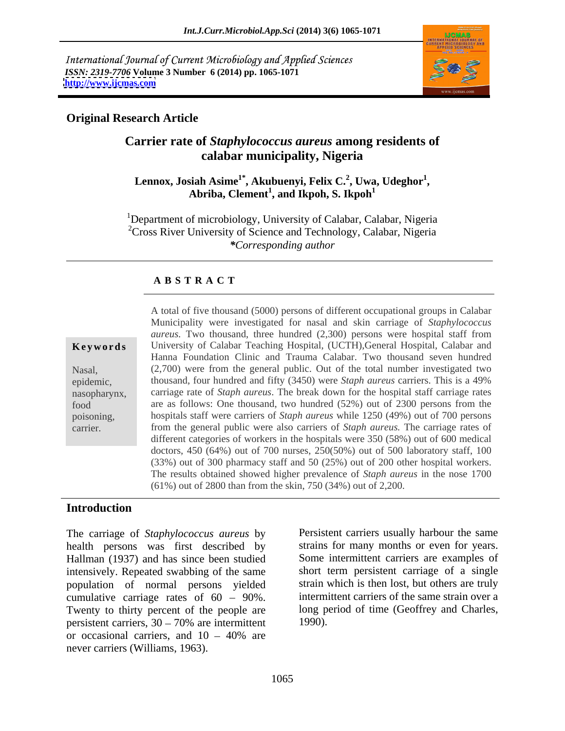International Journal of Current Microbiology and Applied Sciences
*ISSN: 2319-7706* **Volume 3 Number 6 (2014) pp. 1065-1071**
**http://www.ijcmas.com**

**Original Research Article**

# Carrier rate of *Staphylococcus aureus* among residents of calabar municipality, Nigeria

**Lennox, Josiah Asime[1*], Akubuenyi, Felix C.[2], Uwa, Udeghor[1], Abriba, Clement[1], and Ikpoh, S. Ikpoh[1]**

[1]Department of microbiology, University of Calabar, Calabar, Nigeria
[2]Cross River University of Science and Technology, Calabar, Nigeria
*\*Corresponding author*

## A B S T R A C T

**Keywords**

Nasal, epidemic, nasopharynx, food poisoning, carrier.

A total of five thousand (5000) persons of different occupational groups in Calabar Municipality were investigated for nasal and skin carriage of *Staphylococcus aureus.* Two thousand, three hundred (2,300) persons were hospital staff from University of Calabar Teaching Hospital, (UCTH),General Hospital, Calabar and Hanna Foundation Clinic and Trauma Calabar. Two thousand seven hundred (2,700) were from the general public. Out of the total number investigated two thousand, four hundred and fifty (3450) were *Staph aureus* carriers. This is a 49% carriage rate of *Staph aureus*. The break down for the hospital staff carriage rates are as follows: One thousand, two hundred (52%) out of 2300 persons from the hospitals staff were carriers of *Staph aureus* while 1250 (49%) out of 700 persons from the general public were also carriers of *Staph aureus.* The carriage rates of different categories of workers in the hospitals were 350 (58%) out of 600 medical doctors, 450 (64%) out of 700 nurses, 250(50%) out of 500 laboratory staff, 100 (33%) out of 300 pharmacy staff and 50 (25%) out of 200 other hospital workers. The results obtained showed higher prevalence of *Staph aureus* in the nose 1700 (61%) out of 2800 than from the skin, 750 (34%) out of 2,200.

## Introduction

The carriage of *Staphylococcus aureus* by health persons was first described by Hallman (1937) and has since been studied intensively. Repeated swabbing of the same population of normal persons yielded cumulative carriage rates of 60 – 90%. Twenty to thirty percent of the people are persistent carriers, 30 – 70% are intermittent or occasional carriers, and 10 – 40% are never carriers (Williams, 1963).

Persistent carriers usually harbour the same strains for many months or even for years. Some intermittent carriers are examples of short term persistent carriage of a single strain which is then lost, but others are truly intermittent carriers of the same strain over a long period of time (Geoffrey and Charles, 1990).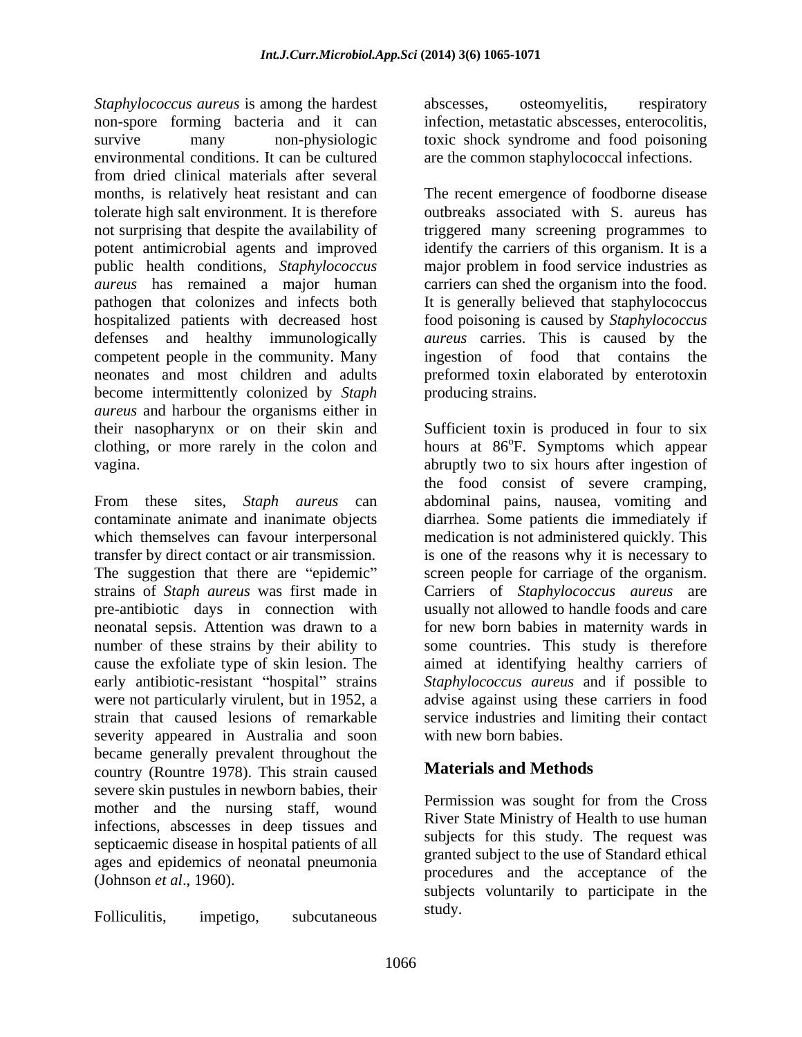*Staphylococcus aureus* is among the hardest non-spore forming bacteria and it can survive many non-physiologic environmental conditions. It can be cultured from dried clinical materials after several months, is relatively heat resistant and can tolerate high salt environment. It is therefore not surprising that despite the availability of potent antimicrobial agents and improved public health conditions, *Staphylococcus aureus* has remained a major human pathogen that colonizes and infects both hospitalized patients with decreased host defenses and healthy immunologically competent people in the community. Many neonates and most children and adults become intermittently colonized by *Staph aureus* and harbour the organisms either in their nasopharynx or on their skin and clothing, or more rarely in the colon and vagina.

From these sites, *Staph aureus* can contaminate animate and inanimate objects which themselves can favour interpersonal transfer by direct contact or air transmission. The suggestion that there are "epidemic" strains of *Staph aureus* was first made in pre-antibiotic days in connection with neonatal sepsis. Attention was drawn to a number of these strains by their ability to cause the exfoliate type of skin lesion. The early antibiotic-resistant "hospital" strains were not particularly virulent, but in 1952, a strain that caused lesions of remarkable severity appeared in Australia and soon became generally prevalent throughout the country (Rountre 1978). This strain caused severe skin pustules in newborn babies, their mother and the nursing staff, wound infections, abscesses in deep tissues and septicaemic disease in hospital patients of all ages and epidemics of neonatal pneumonia (Johnson *et al*., 1960).

Folliculitis, impetigo, subcutaneous abscesses, osteomyelitis, respiratory infection, metastatic abscesses, enterocolitis, toxic shock syndrome and food poisoning are the common staphylococcal infections.

The recent emergence of foodborne disease outbreaks associated with S. aureus has triggered many screening programmes to identify the carriers of this organism. It is a major problem in food service industries as carriers can shed the organism into the food. It is generally believed that staphylococcus food poisoning is caused by *Staphylococcus aureus* carries. This is caused by the ingestion of food that contains the preformed toxin elaborated by enterotoxin producing strains.

Sufficient toxin is produced in four to six hours at 86$^{o}$F. Symptoms which appear abruptly two to six hours after ingestion of the food consist of severe cramping, abdominal pains, nausea, vomiting and diarrhea. Some patients die immediately if medication is not administered quickly. This is one of the reasons why it is necessary to screen people for carriage of the organism. Carriers of *Staphylococcus aureus* are usually not allowed to handle foods and care for new born babies in maternity wards in some countries. This study is therefore aimed at identifying healthy carriers of *Staphylococcus aureus* and if possible to advise against using these carriers in food service industries and limiting their contact with new born babies.

## Materials and Methods

Permission was sought for from the Cross River State Ministry of Health to use human subjects for this study. The request was granted subject to the use of Standard ethical procedures and the acceptance of the subjects voluntarily to participate in the study.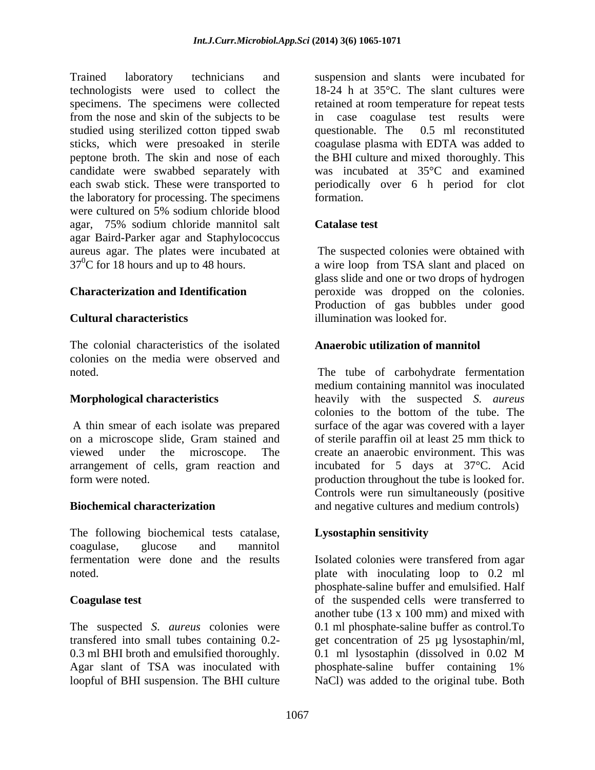Trained laboratory technicians and technologists were used to collect the specimens. The specimens were collected from the nose and skin of the subjects to be studied using sterilized cotton tipped swab sticks, which were presoaked in sterile peptone broth. The skin and nose of each candidate were swabbed separately with each swab stick. These were transported to the laboratory for processing. The specimens were cultured on 5% sodium chloride blood agar, 75% sodium chloride mannitol salt agar Baird-Parker agar and Staphylococcus aureus agar. The plates were incubated at $37^0$C for 18 hours and up to 48 hours.

**Characterization and Identification**

**Cultural characteristics**

The colonial characteristics of the isolated colonies on the media were observed and noted.

**Morphological characteristics**

A thin smear of each isolate was prepared on a microscope slide, Gram stained and viewed under the microscope. The arrangement of cells, gram reaction and form were noted.

**Biochemical characterization**

The following biochemical tests catalase, coagulase, glucose and mannitol fermentation were done and the results noted.

**Coagulase test**

The suspected *S. aureus* colonies were transfered into small tubes containing 0.2-0.3 ml BHI broth and emulsified thoroughly. Agar slant of TSA was inoculated with loopful of BHI suspension. The BHI culture suspension and slants were incubated for 18-24 h at 35°C. The slant cultures were retained at room temperature for repeat tests in case coagulase test results were questionable. The 0.5 ml reconstituted coagulase plasma with EDTA was added to the BHI culture and mixed thoroughly. This was incubated at 35°C and examined periodically over 6 h period for clot formation.

**Catalase test**

The suspected colonies were obtained with a wire loop from TSA slant and placed on glass slide and one or two drops of hydrogen peroxide was dropped on the colonies. Production of gas bubbles under good illumination was looked for.

**Anaerobic utilization of mannitol**

The tube of carbohydrate fermentation medium containing mannitol was inoculated heavily with the suspected *S. aureus* colonies to the bottom of the tube. The surface of the agar was covered with a layer of sterile paraffin oil at least 25 mm thick to create an anaerobic environment. This was incubated for 5 days at 37°C. Acid production throughout the tube is looked for. Controls were run simultaneously (positive and negative cultures and medium controls)

**Lysostaphin sensitivity**

Isolated colonies were transfered from agar plate with inoculating loop to 0.2 ml phosphate-saline buffer and emulsified. Half of the suspended cells were transferred to another tube (13 x 100 mm) and mixed with 0.1 ml phosphate-saline buffer as control.To get concentration of 25 µg lysostaphin/ml, 0.1 ml lysostaphin (dissolved in 0.02 M phosphate-saline buffer containing 1% NaCl) was added to the original tube. Both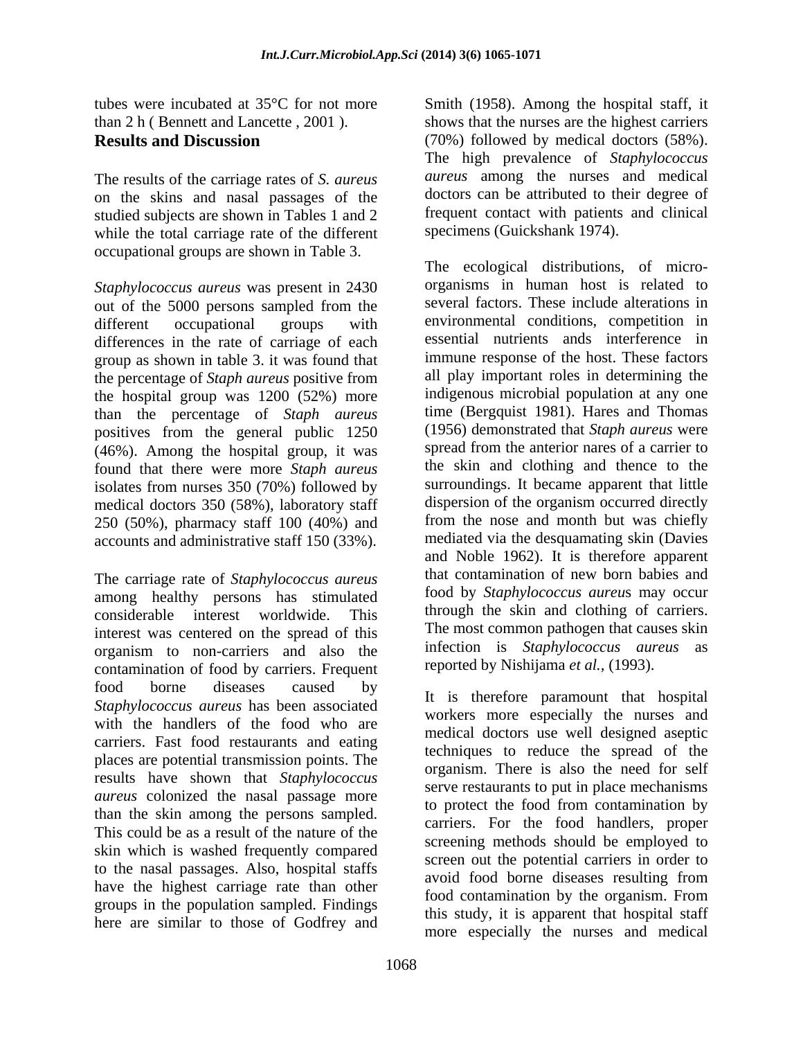tubes were incubated at 35°C for not more than 2 h ( Bennett and Lancette , 2001 ).

## Results and Discussion

The results of the carriage rates of *S. aureus* on the skins and nasal passages of the studied subjects are shown in Tables 1 and 2 while the total carriage rate of the different occupational groups are shown in Table 3.

*Staphylococcus aureus* was present in 2430 out of the 5000 persons sampled from the different occupational groups with differences in the rate of carriage of each group as shown in table 3. it was found that the percentage of *Staph aureus* positive from the hospital group was 1200 (52%) more than the percentage of *Staph aureus* positives from the general public 1250 (46%). Among the hospital group, it was found that there were more *Staph aureus* isolates from nurses 350 (70%) followed by medical doctors 350 (58%), laboratory staff 250 (50%), pharmacy staff 100 (40%) and accounts and administrative staff 150 (33%).

The carriage rate of *Staphylococcus aureus* among healthy persons has stimulated considerable interest worldwide. This interest was centered on the spread of this organism to non-carriers and also the contamination of food by carriers. Frequent food borne diseases caused by *Staphylococcus aureus* has been associated with the handlers of the food who are carriers. Fast food restaurants and eating places are potential transmission points. The results have shown that *Staphylococcus aureus* colonized the nasal passage more than the skin among the persons sampled. This could be as a result of the nature of the skin which is washed frequently compared to the nasal passages. Also, hospital staffs have the highest carriage rate than other groups in the population sampled. Findings here are similar to those of Godfrey and Smith (1958). Among the hospital staff, it shows that the nurses are the highest carriers (70%) followed by medical doctors (58%). The high prevalence of *Staphylococcus aureus* among the nurses and medical doctors can be attributed to their degree of frequent contact with patients and clinical specimens (Guickshank 1974).

The ecological distributions, of micro-organisms in human host is related to several factors. These include alterations in environmental conditions, competition in essential nutrients ands interference in immune response of the host. These factors all play important roles in determining the indigenous microbial population at any one time (Bergquist 1981). Hares and Thomas (1956) demonstrated that *Staph aureus* were spread from the anterior nares of a carrier to the skin and clothing and thence to the surroundings. It became apparent that little dispersion of the organism occurred directly from the nose and month but was chiefly mediated via the desquamating skin (Davies and Noble 1962). It is therefore apparent that contamination of new born babies and food by *Staphylococcus aureus* may occur through the skin and clothing of carriers. The most common pathogen that causes skin infection is *Staphylococcus aureus* as reported by Nishijama *et al.,* (1993).

It is therefore paramount that hospital workers more especially the nurses and medical doctors use well designed aseptic techniques to reduce the spread of the organism. There is also the need for self serve restaurants to put in place mechanisms to protect the food from contamination by carriers. For the food handlers, proper screening methods should be employed to screen out the potential carriers in order to avoid food borne diseases resulting from food contamination by the organism. From this study, it is apparent that hospital staff more especially the nurses and medical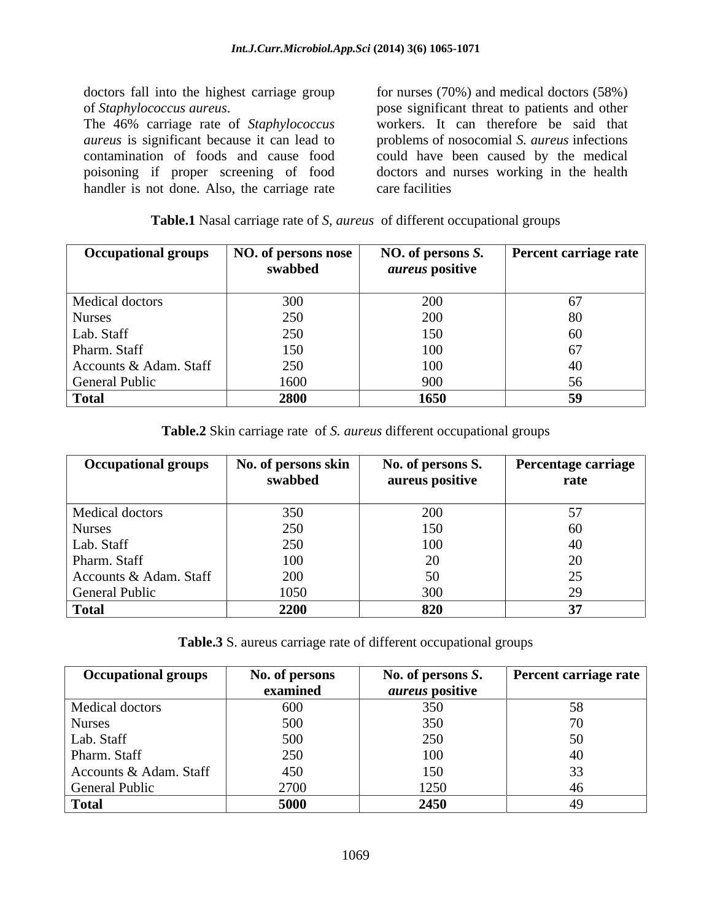doctors fall into the highest carriage group of *Staphylococcus aureus*.

The 46% carriage rate of *Staphylococcus aureus* is significant because it can lead to contamination of foods and cause food poisoning if proper screening of food handler is not done. Also, the carriage rate for nurses (70%) and medical doctors (58%) pose significant threat to patients and other workers. It can therefore be said that problems of nosocomial *S. aureus* infections could have been caused by the medical doctors and nurses working in the health care facilities

**Table.1** Nasal carriage rate of *S, aureus* of different occupational groups

| Occupational groups | NO. of persons nose swabbed | NO. of persons *S. aureus* positive | Percent carriage rate |
|---|---|---|---|
| Medical doctors | 300 | 200 | 67 |
| Nurses | 250 | 200 | 80 |
| Lab. Staff | 250 | 150 | 60 |
| Pharm. Staff | 150 | 100 | 67 |
| Accounts & Adam. Staff | 250 | 100 | 40 |
| General Public | 1600 | 900 | 56 |
| **Total** | **2800** | **1650** | **59** |

**Table.2** Skin carriage rate of *S. aureus* different occupational groups

| Occupational groups | No. of persons skin swabbed | No. of persons S. aureus positive | Percentage carriage rate |
|---|---|---|---|
| Medical doctors | 350 | 200 | 57 |
| Nurses | 250 | 150 | 60 |
| Lab. Staff | 250 | 100 | 40 |
| Pharm. Staff | 100 | 20 | 20 |
| Accounts & Adam. Staff | 200 | 50 | 25 |
| General Public | 1050 | 300 | 29 |
| **Total** | **2200** | **820** | **37** |

**Table.3** S. aureus carriage rate of different occupational groups

| Occupational groups | No. of persons examined | No. of persons *S. aureus* positive | Percent carriage rate |
|---|---|---|---|
| Medical doctors | 600 | 350 | 58 |
| Nurses | 500 | 350 | 70 |
| Lab. Staff | 500 | 250 | 50 |
| Pharm. Staff | 250 | 100 | 40 |
| Accounts & Adam. Staff | 450 | 150 | 33 |
| General Public | 2700 | 1250 | 46 |
| **Total** | **5000** | **2450** | 49 |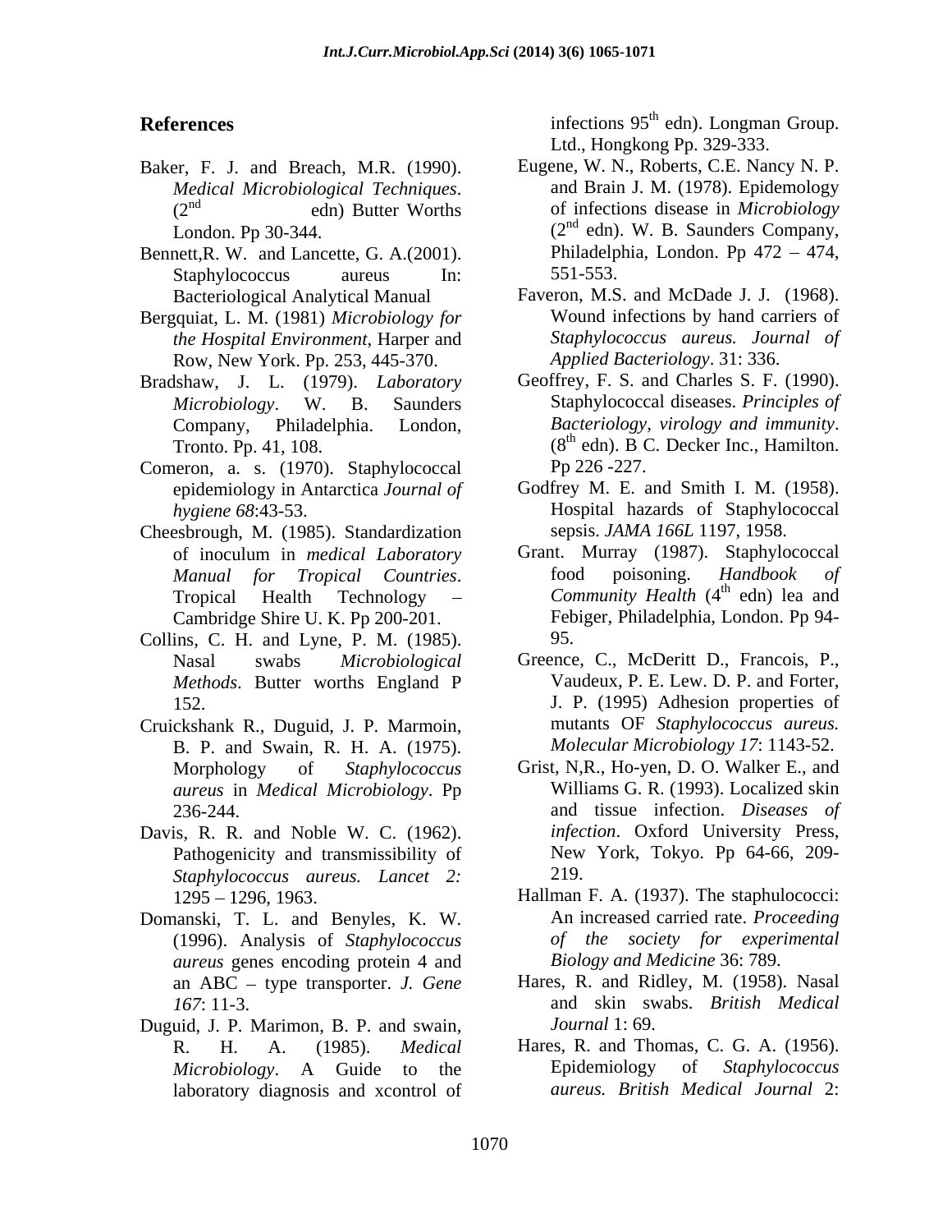## References

Baker, F. J. and Breach, M.R. (1990). *Medical Microbiological Techniques*. (2nd edn) Butter Worths London. Pp 30-344.

Bennett,R. W. and Lancette, G. A.(2001). Staphylococcus aureus In: Bacteriological Analytical Manual

Bergquiat, L. M. (1981) *Microbiology for the Hospital Environment*, Harper and Row, New York. Pp. 253, 445-370.

Bradshaw, J. L. (1979). *Laboratory Microbiology*. W. B. Saunders Company, Philadelphia. London, Tronto. Pp. 41, 108.

Comeron, a. s. (1970). Staphylococcal epidemiology in Antarctica *Journal of hygiene 68*:43-53.

Cheesbrough, M. (1985). Standardization of inoculum in *medical Laboratory Manual for Tropical Countries*. Tropical Health Technology – Cambridge Shire U. K. Pp 200-201.

Collins, C. H. and Lyne, P. M. (1985). Nasal swabs *Microbiological Methods*. Butter worths England P 152.

Cruickshank R., Duguid, J. P. Marmoin, B. P. and Swain, R. H. A. (1975). Morphology of *Staphylococcus aureus* in *Medical Microbiology*. Pp 236-244.

Davis, R. R. and Noble W. C. (1962). Pathogenicity and transmissibility of *Staphylococcus aureus. Lancet 2:* 1295 – 1296, 1963.

Domanski, T. L. and Benyles, K. W. (1996). Analysis of *Staphylococcus aureus* genes encoding protein 4 and an ABC – type transporter. *J. Gene 167*: 11-3.

Duguid, J. P. Marimon, B. P. and swain, R. H. A. (1985). *Medical Microbiology*. A Guide to the laboratory diagnosis and xcontrol of infections 95th edn). Longman Group. Ltd., Hongkong Pp. 329-333.

Eugene, W. N., Roberts, C.E. Nancy N. P. and Brain J. M. (1978). Epidemology of infections disease in *Microbiology* (2nd edn). W. B. Saunders Company, Philadelphia, London. Pp 472 – 474, 551-553.

Faveron, M.S. and McDade J. J. (1968). Wound infections by hand carriers of *Staphylococcus aureus. Journal of Applied Bacteriology*. 31: 336.

Geoffrey, F. S. and Charles S. F. (1990). Staphylococcal diseases. *Principles of Bacteriology, virology and immunity*. (8th edn). B C. Decker Inc., Hamilton. Pp 226 -227.

Godfrey M. E. and Smith I. M. (1958). Hospital hazards of Staphylococcal sepsis. *JAMA 166L* 1197, 1958.

Grant. Murray (1987). Staphylococcal food poisoning. *Handbook of Community Health* (4th edn) lea and Febiger, Philadelphia, London. Pp 94-95.

Greence, C., McDeritt D., Francois, P., Vaudeux, P. E. Lew. D. P. and Forter, J. P. (1995) Adhesion properties of mutants OF *Staphylococcus aureus. Molecular Microbiology 17*: 1143-52.

Grist, N,R., Ho-yen, D. O. Walker E., and Williams G. R. (1993). Localized skin and tissue infection. *Diseases of infection*. Oxford University Press, New York, Tokyo. Pp 64-66, 209-219.

Hallman F. A. (1937). The staphulococci: An increased carried rate. *Proceeding of the society for experimental Biology and Medicine* 36: 789.

Hares, R. and Ridley, M. (1958). Nasal and skin swabs. *British Medical Journal* 1: 69.

Hares, R. and Thomas, C. G. A. (1956). Epidemiology of *Staphylococcus aureus. British Medical Journal* 2: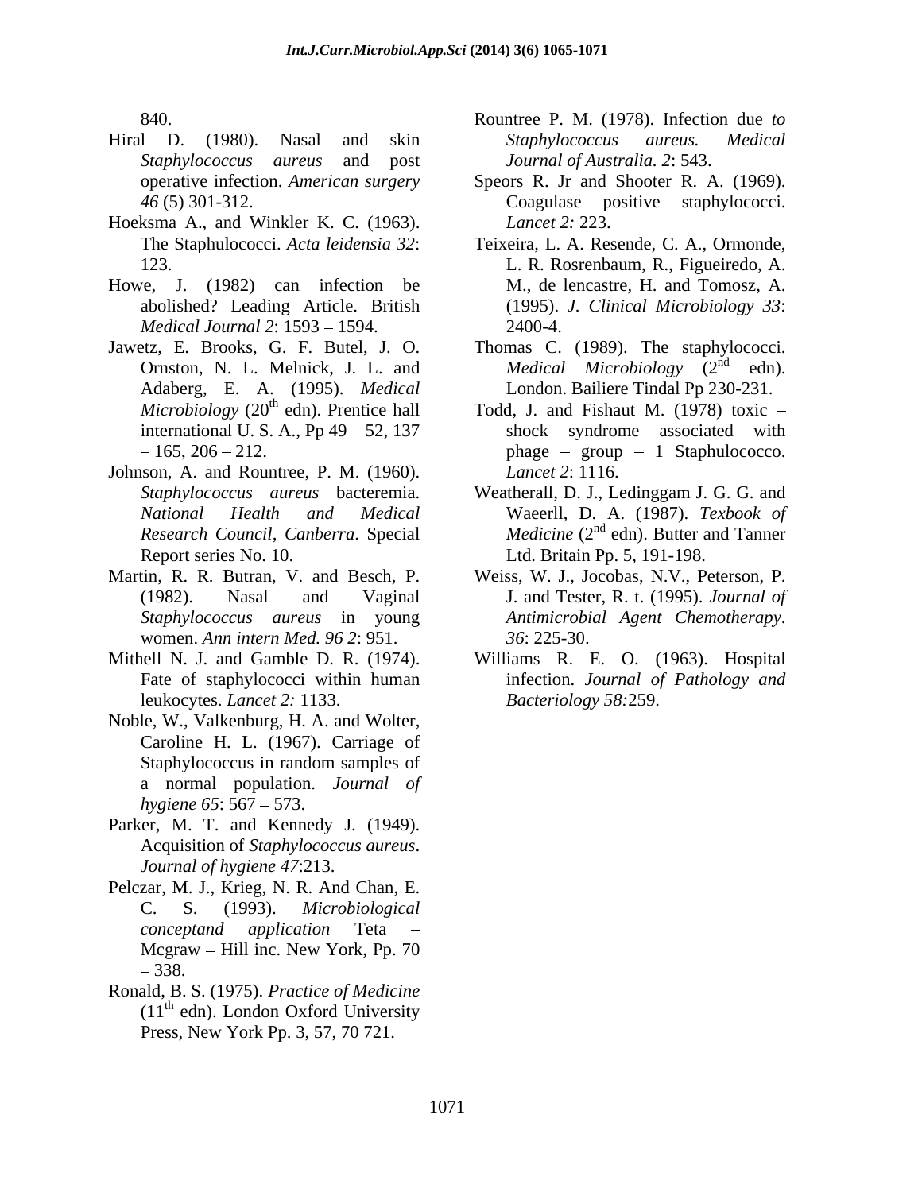840.

Hiral D. (1980). Nasal and skin *Staphylococcus aureus* and post operative infection. *American surgery 46* (5) 301-312.

Hoeksma A., and Winkler K. C. (1963). The Staphulococci. *Acta leidensia 32*: 123.

Howe, J. (1982) can infection be abolished? Leading Article. British *Medical Journal 2*: 1593 – 1594.

Jawetz, E. Brooks, G. F. Butel, J. O. Ornston, N. L. Melnick, J. L. and Adaberg, E. A. (1995). *Medical Microbiology* (20th edn). Prentice hall international U. S. A., Pp 49 – 52, 137 – 165, 206 – 212.

Johnson, A. and Rountree, P. M. (1960). *Staphylococcus aureus* bacteremia. *National Health and Medical Research Council, Canberra*. Special Report series No. 10.

Martin, R. R. Butran, V. and Besch, P. (1982). Nasal and Vaginal *Staphylococcus aureus* in young women. *Ann intern Med. 96 2*: 951.

Mithell N. J. and Gamble D. R. (1974). Fate of staphylococci within human leukocytes. *Lancet 2:* 1133.

Noble, W., Valkenburg, H. A. and Wolter, Caroline H. L. (1967). Carriage of Staphylococcus in random samples of a normal population. *Journal of hygiene 65*: 567 – 573.

Parker, M. T. and Kennedy J. (1949). Acquisition of *Staphylococcus aureus*. *Journal of hygiene 47*:213.

Pelczar, M. J., Krieg, N. R. And Chan, E. C. S. (1993). *Microbiological conceptand application* Teta – Mcgraw – Hill inc. New York, Pp. 70 – 338.

Ronald, B. S. (1975). *Practice of Medicine* (11th edn). London Oxford University Press, New York Pp. 3, 57, 70 721.

Rountree P. M. (1978). Infection due *to Staphylococcus aureus. Medical Journal of Australia. 2*: 543.

Speors R. Jr and Shooter R. A. (1969). Coagulase positive staphylococci. *Lancet 2:* 223.

Teixeira, L. A. Resende, C. A., Ormonde, L. R. Rosrenbaum, R., Figueiredo, A. M., de lencastre, H. and Tomosz, A. (1995). *J. Clinical Microbiology 33*: 2400-4.

Thomas C. (1989). The staphylococci. *Medical Microbiology* (2nd edn). London. Bailiere Tindal Pp 230-231.

Todd, J. and Fishaut M. (1978) toxic – shock syndrome associated with phage – group – 1 Staphulococco. *Lancet 2*: 1116.

Weatherall, D. J., Ledinggam J. G. G. and Waeerll, D. A. (1987). *Texbook of Medicine* (2nd edn). Butter and Tanner Ltd. Britain Pp. 5, 191-198.

Weiss, W. J., Jocobas, N.V., Peterson, P. J. and Tester, R. t. (1995). *Journal of Antimicrobial Agent Chemotherapy*. *36*: 225-30.

Williams R. E. O. (1963). Hospital infection. *Journal of Pathology and Bacteriology 58:*259.